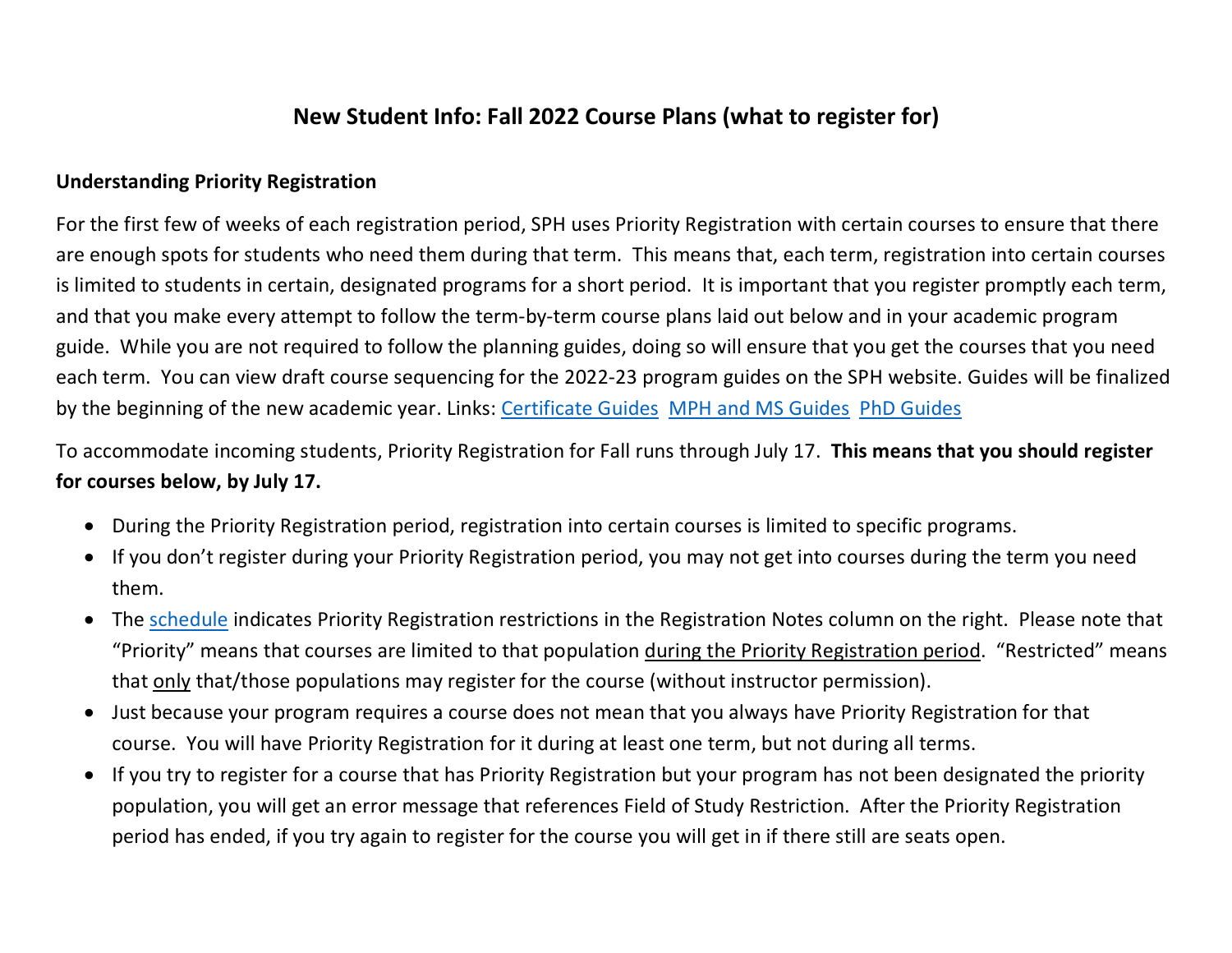# New Student Info: Fall 2022 Course Plans (what to register for)

## Understanding Priority Registration

For the first few of weeks of each registration period, SPH uses Priority Registration with certain courses to ensure that there are enough spots for students who need them during that term. This means that, each term, registration into certain courses is limited to students in certain, designated programs for a short period. It is important that you register promptly each term, and that you make every attempt to follow the term-by-term course plans laid out below and in your academic program guide. While you are not required to follow the planning guides, doing so will ensure that you get the courses that you need each term. You can view draft course sequencing for the 2022-23 program guides on the SPH website. Guides will be finalized by the beginning of the new academic year. Links: Certificate Guides MPH and MS Guides PhD Guides

To accommodate incoming students, Priority Registration for Fall runs through July 17. **This means that you should register for courses below, by July 17.**

- During the Priority Registration period, registration into certain courses is limited to specific programs.
- If you don't register during your Priority Registration period, you may not get into courses during the term you need them.
- The schedule indicates Priority Registration restrictions in the Registration Notes column on the right. Please note that "Priority" means that courses are limited to that population during the Priority Registration period. "Restricted" means that only that/those populations may register for the course (without instructor permission).
- Just because your program requires a course does not mean that you always have Priority Registration for that course. You will have Priority Registration for it during at least one term, but not during all terms.
- If you try to register for a course that has Priority Registration but your program has not been designated the priority population, you will get an error message that references Field of Study Restriction. After the Priority Registration period has ended, if you try again to register for the course you will get in if there still are seats open.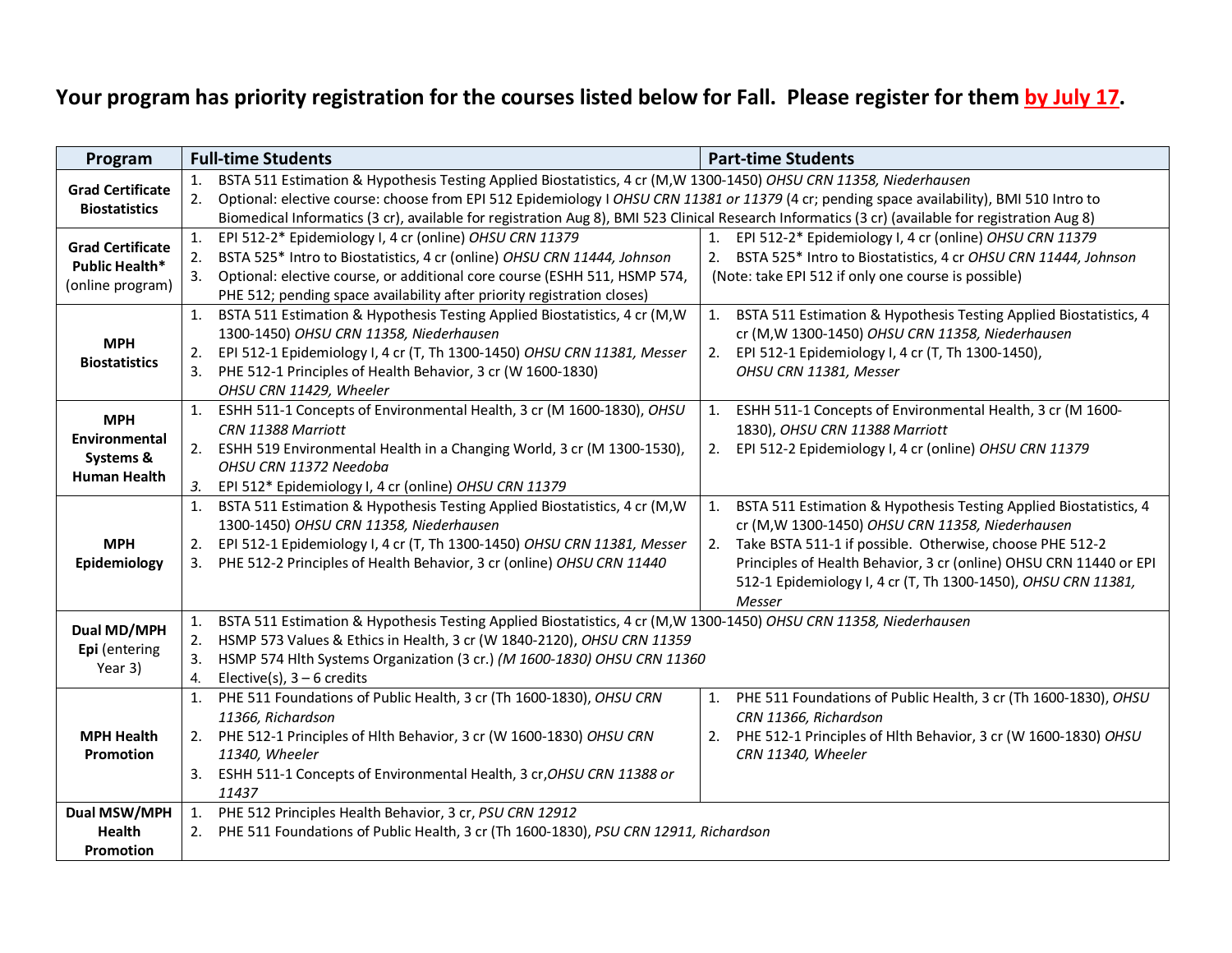**Your program has priority registration for the courses listed below for Fall. Please register for them by July 17.**

| Program | Full-time Students | Part-time Students |
|---|---|---|
| **Grad Certificate Biostatistics** | 1. BSTA 511 Estimation & Hypothesis Testing Applied Biostatistics, 4 cr (M,W 1300-1450) *OHSU CRN 11358, Niederhausen*<br>2. Optional: elective course: choose from EPI 512 Epidemiology I *OHSU CRN 11381 or 11379* (4 cr; pending space availability), BMI 510 Intro to Biomedical Informatics (3 cr), available for registration Aug 8), BMI 523 Clinical Research Informatics (3 cr) (available for registration Aug 8) | |
| **Grad Certificate Public Health*** (online program) | 1. EPI 512-2* Epidemiology I, 4 cr (online) *OHSU CRN 11379*<br>2. BSTA 525* Intro to Biostatistics, 4 cr (online) *OHSU CRN 11444, Johnson*<br>3. Optional: elective course, or additional core course (ESHH 511, HSMP 574, PHE 512; pending space availability after priority registration closes) | 1. EPI 512-2* Epidemiology I, 4 cr (online) *OHSU CRN 11379*<br>2. BSTA 525* Intro to Biostatistics, 4 cr *OHSU CRN 11444, Johnson*<br>(Note: take EPI 512 if only one course is possible) |
| **MPH Biostatistics** | 1. BSTA 511 Estimation & Hypothesis Testing Applied Biostatistics, 4 cr (M,W 1300-1450) *OHSU CRN 11358, Niederhausen*<br>2. EPI 512-1 Epidemiology I, 4 cr (T, Th 1300-1450) *OHSU CRN 11381, Messer*<br>3. PHE 512-1 Principles of Health Behavior, 3 cr (W 1600-1830) *OHSU CRN 11429, Wheeler* | 1. BSTA 511 Estimation & Hypothesis Testing Applied Biostatistics, 4 cr (M,W 1300-1450) *OHSU CRN 11358, Niederhausen*<br>2. EPI 512-1 Epidemiology I, 4 cr (T, Th 1300-1450), *OHSU CRN 11381, Messer* |
| **MPH Environmental Systems & Human Health** | 1. ESHH 511-1 Concepts of Environmental Health, 3 cr (M 1600-1830), *OHSU CRN 11388 Marriott*<br>2. ESHH 519 Environmental Health in a Changing World, 3 cr (M 1300-1530), *OHSU CRN 11372 Needoba*<br>3. EPI 512* Epidemiology I, 4 cr (online) *OHSU CRN 11379* | 1. ESHH 511-1 Concepts of Environmental Health, 3 cr (M 1600-1830), *OHSU CRN 11388 Marriott*<br>2. EPI 512-2 Epidemiology I, 4 cr (online) *OHSU CRN 11379* |
| **MPH Epidemiology** | 1. BSTA 511 Estimation & Hypothesis Testing Applied Biostatistics, 4 cr (M,W 1300-1450) *OHSU CRN 11358, Niederhausen*<br>2. EPI 512-1 Epidemiology I, 4 cr (T, Th 1300-1450) *OHSU CRN 11381, Messer*<br>3. PHE 512-2 Principles of Health Behavior, 3 cr (online) *OHSU CRN 11440* | 1. BSTA 511 Estimation & Hypothesis Testing Applied Biostatistics, 4 cr (M,W 1300-1450) *OHSU CRN 11358, Niederhausen*<br>2. Take BSTA 511-1 if possible. Otherwise, choose PHE 512-2 Principles of Health Behavior, 3 cr (online) OHSU CRN 11440 or EPI 512-1 Epidemiology I, 4 cr (T, Th 1300-1450), *OHSU CRN 11381, Messer* |
| **Dual MD/MPH Epi** (entering Year 3) | 1. BSTA 511 Estimation & Hypothesis Testing Applied Biostatistics, 4 cr (M,W 1300-1450) *OHSU CRN 11358, Niederhausen*<br>2. HSMP 573 Values & Ethics in Health, 3 cr (W 1840-2120), *OHSU CRN 11359*<br>3. HSMP 574 Hlth Systems Organization (3 cr.) *(M 1600-1830) OHSU CRN 11360*<br>4. Elective(s), 3 – 6 credits | |
| **MPH Health Promotion** | 1. PHE 511 Foundations of Public Health, 3 cr (Th 1600-1830), *OHSU CRN 11366, Richardson*<br>2. PHE 512-1 Principles of Hlth Behavior, 3 cr (W 1600-1830) *OHSU CRN 11340, Wheeler*<br>3. ESHH 511-1 Concepts of Environmental Health, 3 cr,*OHSU CRN 11388 or 11437* | 1. PHE 511 Foundations of Public Health, 3 cr (Th 1600-1830), *OHSU CRN 11366, Richardson*<br>2. PHE 512-1 Principles of Hlth Behavior, 3 cr (W 1600-1830) *OHSU CRN 11340, Wheeler* |
| **Dual MSW/MPH Health Promotion** | 1. PHE 512 Principles Health Behavior, 3 cr, *PSU CRN 12912*<br>2. PHE 511 Foundations of Public Health, 3 cr (Th 1600-1830), *PSU CRN 12911, Richardson* | |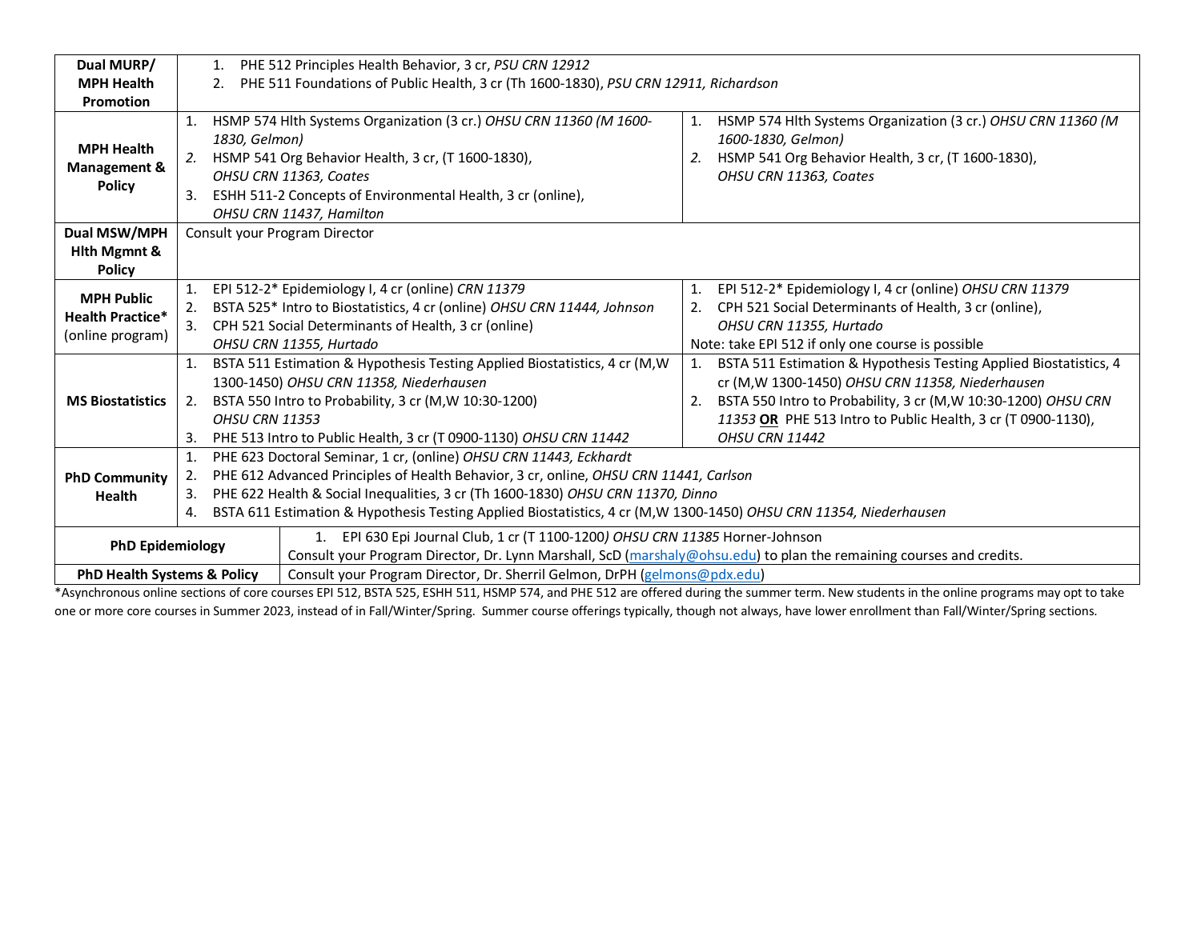| | | |
|---|---|---|
| **Dual MURP/ MPH Health Promotion** | 1. PHE 512 Principles Health Behavior, 3 cr, *PSU CRN 12912*<br>2. PHE 511 Foundations of Public Health, 3 cr (Th 1600-1830), *PSU CRN 12911, Richardson* | |
| **MPH Health Management & Policy** | 1. HSMP 574 Hlth Systems Organization (3 cr.) *OHSU CRN 11360 (M 1600-1830, Gelmon)*<br>2. HSMP 541 Org Behavior Health, 3 cr, (T 1600-1830), *OHSU CRN 11363, Coates*<br>3. ESHH 511-2 Concepts of Environmental Health, 3 cr (online), *OHSU CRN 11437, Hamilton* | 1. HSMP 574 Hlth Systems Organization (3 cr.) *OHSU CRN 11360 (M 1600-1830, Gelmon)*<br>2. HSMP 541 Org Behavior Health, 3 cr, (T 1600-1830), *OHSU CRN 11363, Coates* |
| **Dual MSW/MPH Hlth Mgmnt & Policy** | Consult your Program Director | |
| **MPH Public Health Practice*** (online program) | 1. EPI 512-2* Epidemiology I, 4 cr (online) *CRN 11379*<br>2. BSTA 525* Intro to Biostatistics, 4 cr (online) *OHSU CRN 11444, Johnson*<br>3. CPH 521 Social Determinants of Health, 3 cr (online) *OHSU CRN 11355, Hurtado* | 1. EPI 512-2* Epidemiology I, 4 cr (online) *OHSU CRN 11379*<br>2. CPH 521 Social Determinants of Health, 3 cr (online), *OHSU CRN 11355, Hurtado*<br>Note: take EPI 512 if only one course is possible |
| **MS Biostatistics** | 1. BSTA 511 Estimation & Hypothesis Testing Applied Biostatistics, 4 cr (M,W 1300-1450) *OHSU CRN 11358, Niederhausen*<br>2. BSTA 550 Intro to Probability, 3 cr (M,W 10:30-1200) *OHSU CRN 11353*<br>3. PHE 513 Intro to Public Health, 3 cr (T 0900-1130) *OHSU CRN 11442* | 1. BSTA 511 Estimation & Hypothesis Testing Applied Biostatistics, 4 cr (M,W 1300-1450) *OHSU CRN 11358, Niederhausen*<br>2. BSTA 550 Intro to Probability, 3 cr (M,W 10:30-1200) *OHSU CRN 11353* **OR** PHE 513 Intro to Public Health, 3 cr (T 0900-1130), *OHSU CRN 11442* |
| **PhD Community Health** | 1. PHE 623 Doctoral Seminar, 1 cr, (online) *OHSU CRN 11443, Eckhardt*<br>2. PHE 612 Advanced Principles of Health Behavior, 3 cr, online, *OHSU CRN 11441, Carlson*<br>3. PHE 622 Health & Social Inequalities, 3 cr (Th 1600-1830) *OHSU CRN 11370, Dinno*<br>4. BSTA 611 Estimation & Hypothesis Testing Applied Biostatistics, 4 cr (M,W 1300-1450) *OHSU CRN 11354, Niederhausen* | |
| **PhD Epidemiology** | 1. EPI 630 Epi Journal Club, 1 cr (T 1100-1200*) OHSU CRN 11385* Horner-Johnson<br>Consult your Program Director, Dr. Lynn Marshall, ScD (marshaly@ohsu.edu) to plan the remaining courses and credits. | |
| **PhD Health Systems & Policy** | Consult your Program Director, Dr. Sherril Gelmon, DrPH (gelmons@pdx.edu) | |

*Asynchronous online sections of core courses EPI 512, BSTA 525, ESHH 511, HSMP 574, and PHE 512 are offered during the summer term. New students in the online programs may opt to take one or more core courses in Summer 2023, instead of in Fall/Winter/Spring. Summer course offerings typically, though not always, have lower enrollment than Fall/Winter/Spring sections.